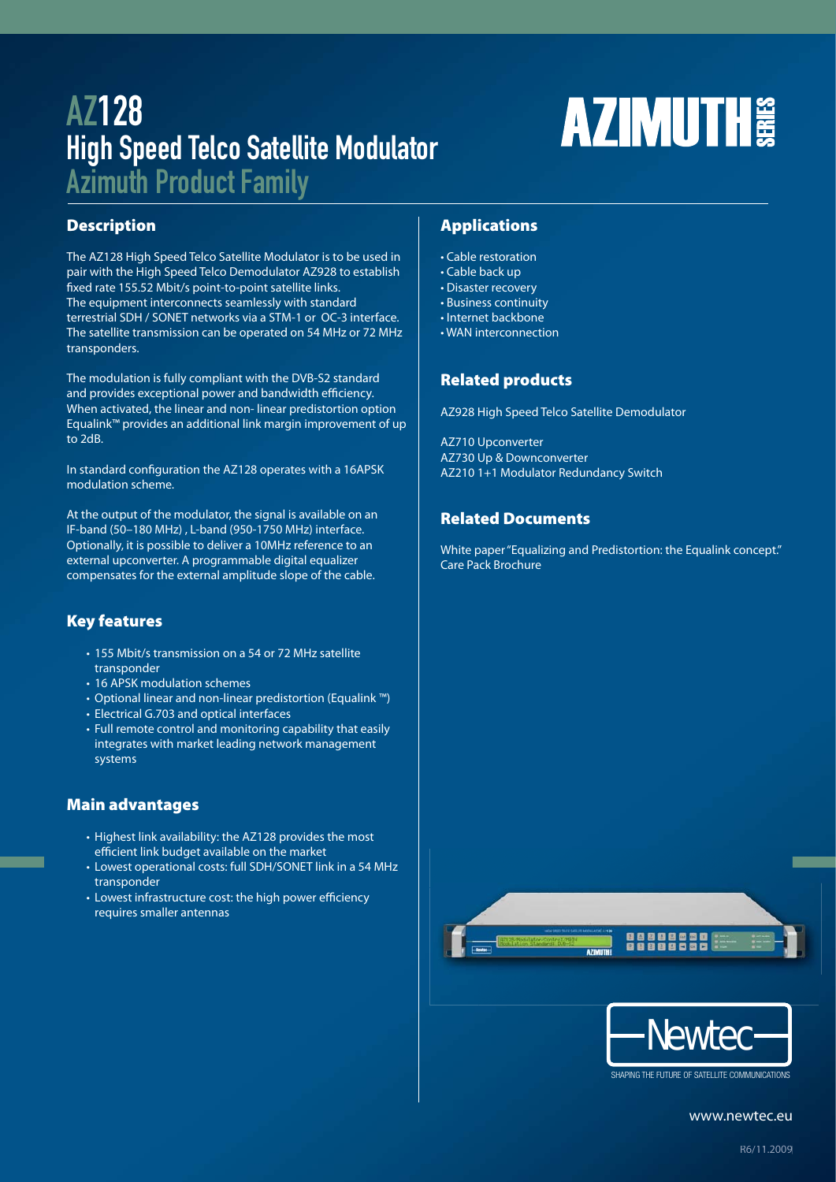# AZ128
# High Speed Telco Satellite Modulator
## Azimuth Product Family

AZIMUTH SERIES

## Description

The AZ128 High Speed Telco Satellite Modulator is to be used in pair with the High Speed Telco Demodulator AZ928 to establish fixed rate 155.52 Mbit/s point-to-point satellite links.
The equipment interconnects seamlessly with standard terrestrial SDH / SONET networks via a STM-1 or OC-3 interface.
The satellite transmission can be operated on 54 MHz or 72 MHz transponders.

The modulation is fully compliant with the DVB-S2 standard and provides exceptional power and bandwidth efficiency.
When activated, the linear and non- linear predistortion option Equalink™ provides an additional link margin improvement of up to 2dB.

In standard configuration the AZ128 operates with a 16APSK modulation scheme.

At the output of the modulator, the signal is available on an IF-band (50–180 MHz) , L-band (950-1750 MHz) interface.
Optionally, it is possible to deliver a 10MHz reference to an external upconverter. A programmable digital equalizer compensates for the external amplitude slope of the cable.

## Key features

- 155 Mbit/s transmission on a 54 or 72 MHz satellite transponder
- 16 APSK modulation schemes
- Optional linear and non-linear predistortion (Equalink ™)
- Electrical G.703 and optical interfaces
- Full remote control and monitoring capability that easily integrates with market leading network management systems

## Main advantages

- Highest link availability: the AZ128 provides the most efficient link budget available on the market
- Lowest operational costs: full SDH/SONET link in a 54 MHz transponder
- Lowest infrastructure cost: the high power efficiency requires smaller antennas

## Applications

- Cable restoration
- Cable back up
- Disaster recovery
- Business continuity
- Internet backbone
- WAN interconnection

## Related products

AZ928 High Speed Telco Satellite Demodulator

AZ710 Upconverter
AZ730 Up & Downconverter
AZ210 1+1 Modulator Redundancy Switch

## Related Documents

White paper "Equalizing and Predistortion: the Equalink concept."
Care Pack Brochure

Newtec
SHAPING THE FUTURE OF SATELLITE COMMUNICATIONS

www.newtec.eu

R6/11.2009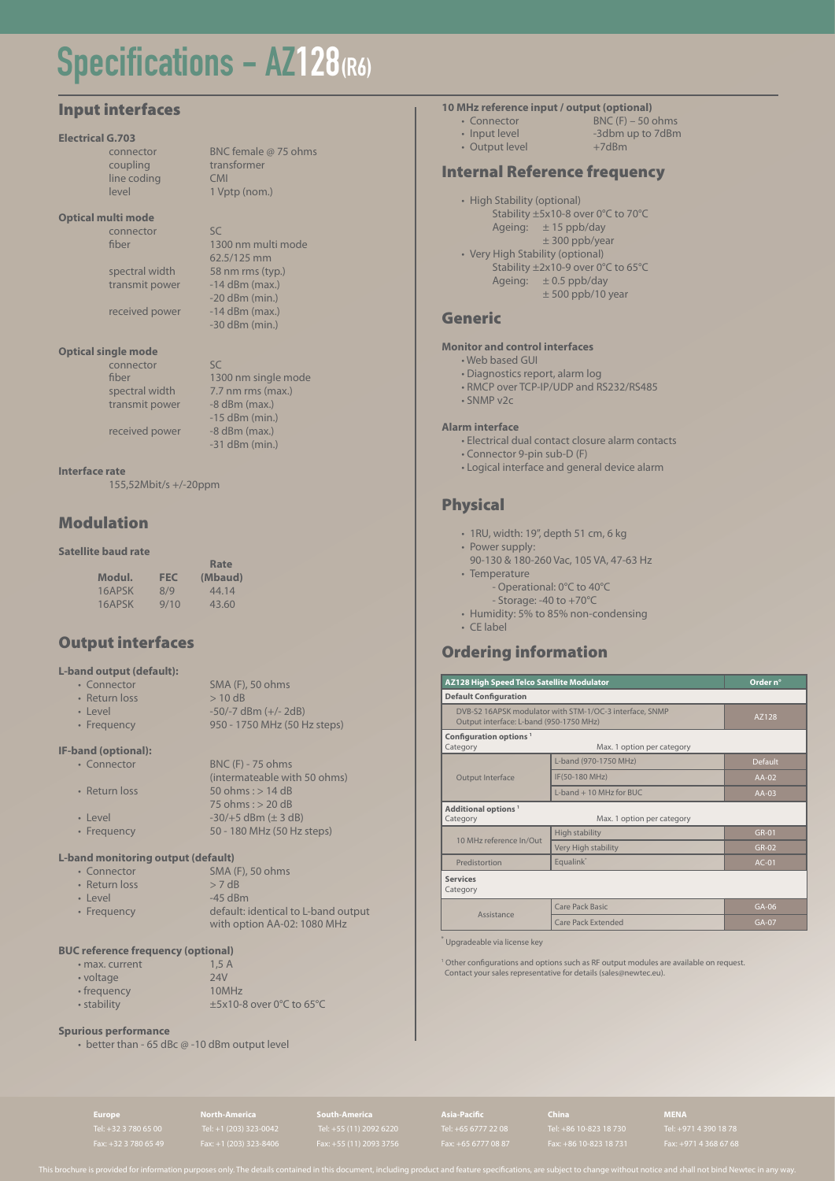# Specifications – AZ128 (R6)

## Input interfaces

### Electrical G.703

| | |
|---|---|
| connector | BNC female @ 75 ohms |
| coupling | transformer |
| line coding | CMI |
| level | 1 Vptp (nom.) |

### Optical multi mode

| | |
|---|---|
| connector | SC |
| fiber | 1300 nm multi mode<br>62.5/125 mm |
| spectral width | 58 nm rms (typ.) |
| transmit power | -14 dBm (max.)<br>-20 dBm (min.) |
| received power | -14 dBm (max.)<br>-30 dBm (min.) |

### Optical single mode

| | |
|---|---|
| connector | SC |
| fiber | 1300 nm single mode |
| spectral width | 7.7 nm rms (max.) |
| transmit power | -8 dBm (max.)<br>-15 dBm (min.) |
| received power | -8 dBm (max.)<br>-31 dBm (min.) |

### Interface rate

155,52Mbit/s +/-20ppm

## Modulation

### Satellite baud rate

| Modul. | FEC | Rate (Mbaud) |
|---|---|---|
| 16APSK | 8/9 | 44.14 |
| 16APSK | 9/10 | 43.60 |

## Output interfaces

### L-band output (default):

- Connector: SMA (F), 50 ohms
- Return loss: > 10 dB
- Level: -50/-7 dBm (+/- 2dB)
- Frequency: 950 - 1750 MHz (50 Hz steps)

### IF-band (optional):

- Connector: BNC (F) - 75 ohms (intermateable with 50 ohms)
- Return loss: 50 ohms : > 14 dB; 75 ohms : > 20 dB
- Level: -30/+5 dBm (± 3 dB)
- Frequency: 50 - 180 MHz (50 Hz steps)

### L-band monitoring output (default)

- Connector: SMA (F), 50 ohms
- Return loss: > 7 dB
- Level: -45 dBm
- Frequency: default: identical to L-band output with option AA-02: 1080 MHz

### BUC reference frequency (optional)

- max. current: 1,5 A
- voltage: 24V
- frequency: 10MHz
- stability: ±5x10-8 over 0°C to 65°C

### Spurious performance

- better than - 65 dBc @ -10 dBm output level

### 10 MHz reference input / output (optional)

- Connector: BNC (F) – 50 ohms
- Input level: -3dbm up to 7dBm
- Output level: +7dBm

## Internal Reference frequency

- High Stability (optional)
  - Stability ±5x10-8 over 0°C to 70°C
  - Ageing: ± 15 ppb/day; ± 300 ppb/year
- Very High Stability (optional)
  - Stability ±2x10-9 over 0°C to 65°C
  - Ageing: ± 0.5 ppb/day; ± 500 ppb/10 year

## Generic

### Monitor and control interfaces

- Web based GUI
- Diagnostics report, alarm log
- RMCP over TCP-IP/UDP and RS232/RS485
- SNMP v2c

### Alarm interface

- Electrical dual contact closure alarm contacts
- Connector 9-pin sub-D (F)
- Logical interface and general device alarm

## Physical

- 1RU, width: 19", depth 51 cm, 6 kg
- Power supply: 90-130 & 180-260 Vac, 105 VA, 47-63 Hz
- Temperature
  - Operational: 0°C to 40°C
  - Storage: -40 to +70°C
- Humidity: 5% to 85% non-condensing
- CE label

## Ordering information

| AZ128 High Speed Telco Satellite Modulator | | Order n° |
|---|---|---|
| **Default Configuration** | | |
| DVB-S2 16APSK modulator with STM-1/OC-3 interface, SNMP Output interface: L-band (950-1750 MHz) | | AZ128 |
| **Configuration options** [1] Category | Max. 1 option per category | |
| Output Interface | L-band (970-1750 MHz) | Default |
| | IF(50-180 MHz) | AA-02 |
| | L-band + 10 MHz for BUC | AA-03 |
| **Additional options** [1] Category | Max. 1 option per category | |
| 10 MHz reference In/Out | High stability | GR-01 |
| | Very High stability | GR-02 |
| Predistortion | Equalink* | AC-01 |
| **Services** Category | | |
| Assistance | Care Pack Basic | GA-06 |
| | Care Pack Extended | GA-07 |

* Upgradeable via license key

[1] Other configurations and options such as RF output modules are available on request. Contact your sales representative for details (sales@newtec.eu).

| Europe | North-America | South-America | Asia-Pacific | China | MENA |
|---|---|---|---|---|---|
| Tel: +32 3 780 65 00 | Tel: +1 (203) 323-0042 | Tel: +55 (11) 2092 6220 | Tel: +65 6777 22 08 | Tel: +86 10-823 18 730 | Tel: +971 4 390 18 78 |
| Fax: +32 3 780 65 49 | Fax: +1 (203) 323-8406 | Fax: +55 (11) 2093 3756 | Fax: +65 6777 08 87 | Fax: +86 10-823 18 731 | Fax: +971 4 368 67 68 |

This brochure is provided for information purposes only. The details contained in this document, including product and feature specifications, are subject to change without notice and shall not bind Newtec in any way.